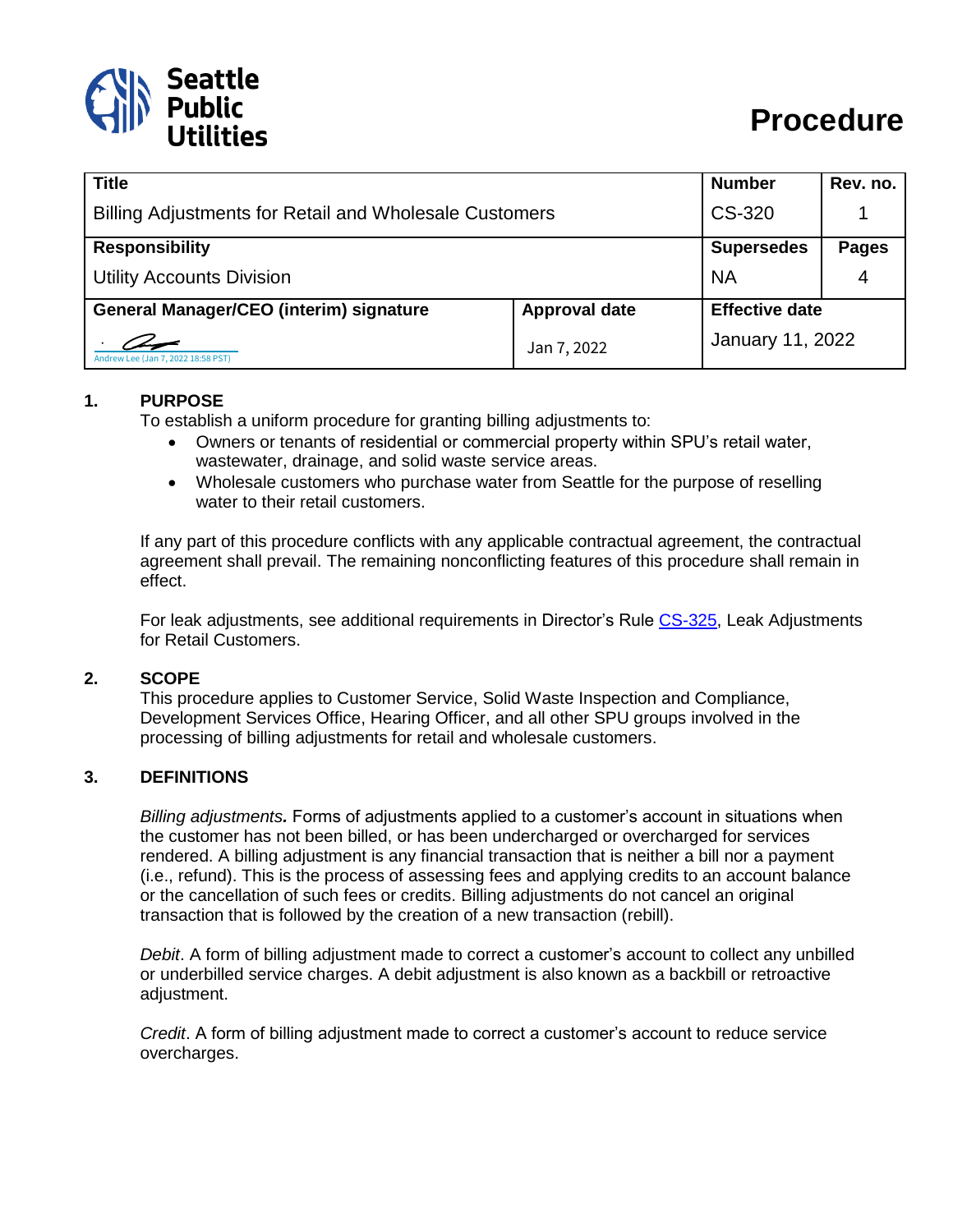Seattle Public Utilities

# Procedure

| Title | | Number | Rev. no. |
|---|---|---|---|
| Billing Adjustments for Retail and Wholesale Customers | | CS-320 | 1 |
| **Responsibility** | | **Supersedes** | **Pages** |
| Utility Accounts Division | | NA | 4 |
| **General Manager/CEO (interim) signature** | **Approval date** | **Effective date** | |
| Andrew Lee (Jan 7, 2022 18:58 PST) | Jan 7, 2022 | January 11, 2022 | |

## 1. PURPOSE

To establish a uniform procedure for granting billing adjustments to:

- Owners or tenants of residential or commercial property within SPU's retail water, wastewater, drainage, and solid waste service areas.
- Wholesale customers who purchase water from Seattle for the purpose of reselling water to their retail customers.

If any part of this procedure conflicts with any applicable contractual agreement, the contractual agreement shall prevail. The remaining nonconflicting features of this procedure shall remain in effect.

For leak adjustments, see additional requirements in Director's Rule CS-325, Leak Adjustments for Retail Customers.

## 2. SCOPE

This procedure applies to Customer Service, Solid Waste Inspection and Compliance, Development Services Office, Hearing Officer, and all other SPU groups involved in the processing of billing adjustments for retail and wholesale customers.

## 3. DEFINITIONS

***Billing adjustments.*** Forms of adjustments applied to a customer's account in situations when the customer has not been billed, or has been undercharged or overcharged for services rendered. A billing adjustment is any financial transaction that is neither a bill nor a payment (i.e., refund). This is the process of assessing fees and applying credits to an account balance or the cancellation of such fees or credits. Billing adjustments do not cancel an original transaction that is followed by the creation of a new transaction (rebill).

*Debit*. A form of billing adjustment made to correct a customer's account to collect any unbilled or underbilled service charges. A debit adjustment is also known as a backbill or retroactive adjustment.

*Credit*. A form of billing adjustment made to correct a customer's account to reduce service overcharges.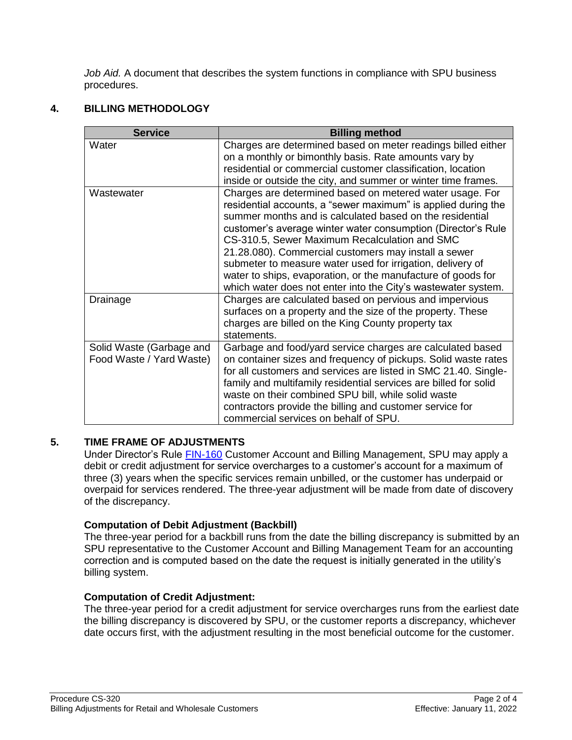*Job Aid.* A document that describes the system functions in compliance with SPU business procedures.

## 4. BILLING METHODOLOGY

| Service | Billing method |
|---|---|
| Water | Charges are determined based on meter readings billed either on a monthly or bimonthly basis. Rate amounts vary by residential or commercial customer classification, location inside or outside the city, and summer or winter time frames. |
| Wastewater | Charges are determined based on metered water usage. For residential accounts, a "sewer maximum" is applied during the summer months and is calculated based on the residential customer's average winter water consumption (Director's Rule CS-310.5, Sewer Maximum Recalculation and SMC 21.28.080). Commercial customers may install a sewer submeter to measure water used for irrigation, delivery of water to ships, evaporation, or the manufacture of goods for which water does not enter into the City's wastewater system. |
| Drainage | Charges are calculated based on pervious and impervious surfaces on a property and the size of the property. These charges are billed on the King County property tax statements. |
| Solid Waste (Garbage and Food Waste / Yard Waste) | Garbage and food/yard service charges are calculated based on container sizes and frequency of pickups. Solid waste rates for all customers and services are listed in SMC 21.40. Single-family and multifamily residential services are billed for solid waste on their combined SPU bill, while solid waste contractors provide the billing and customer service for commercial services on behalf of SPU. |

## 5. TIME FRAME OF ADJUSTMENTS

Under Director's Rule FIN-160 Customer Account and Billing Management, SPU may apply a debit or credit adjustment for service overcharges to a customer's account for a maximum of three (3) years when the specific services remain unbilled, or the customer has underpaid or overpaid for services rendered. The three-year adjustment will be made from date of discovery of the discrepancy.

### Computation of Debit Adjustment (Backbill)

The three-year period for a backbill runs from the date the billing discrepancy is submitted by an SPU representative to the Customer Account and Billing Management Team for an accounting correction and is computed based on the date the request is initially generated in the utility's billing system.

### Computation of Credit Adjustment:

The three-year period for a credit adjustment for service overcharges runs from the earliest date the billing discrepancy is discovered by SPU, or the customer reports a discrepancy, whichever date occurs first, with the adjustment resulting in the most beneficial outcome for the customer.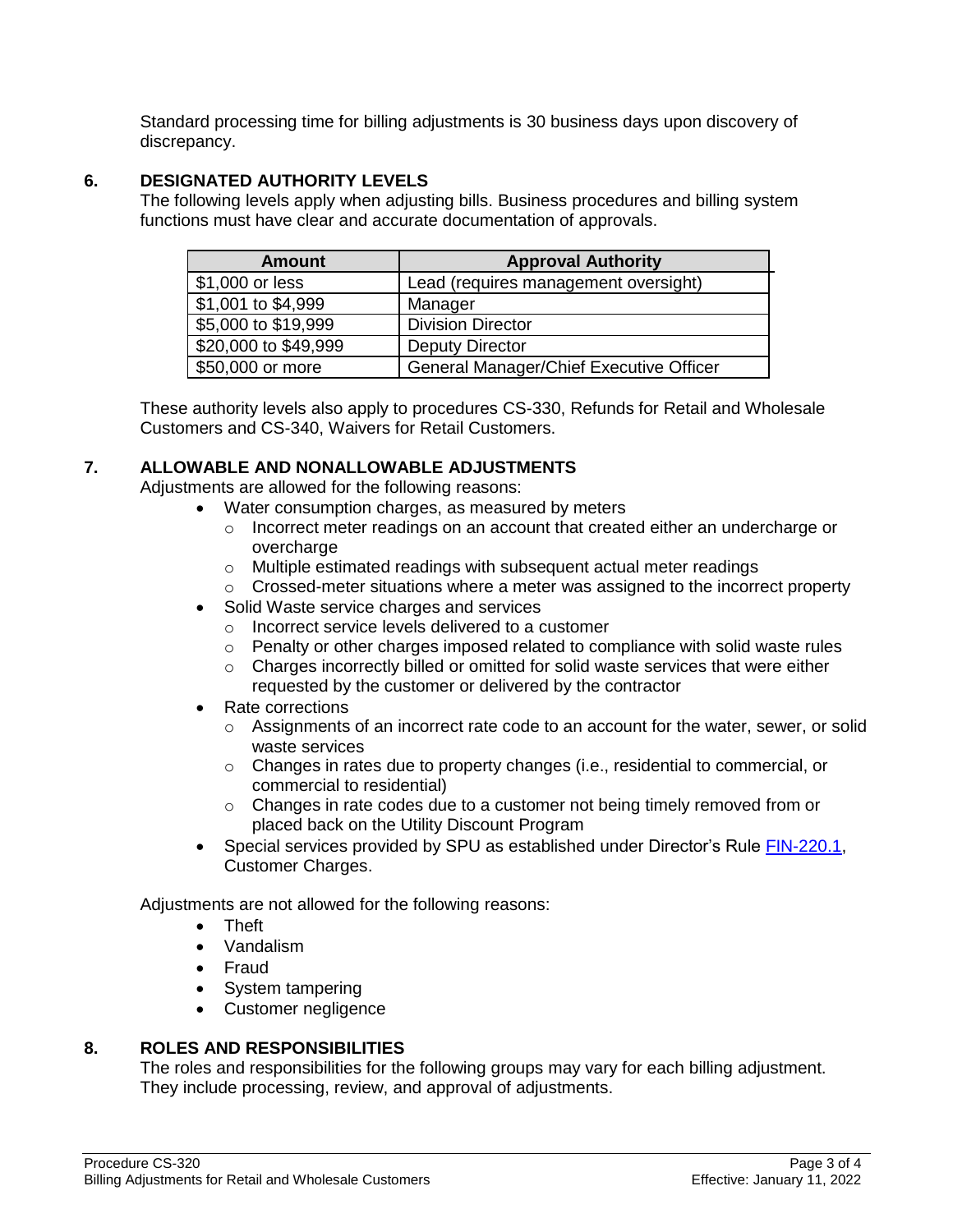Standard processing time for billing adjustments is 30 business days upon discovery of discrepancy.

## 6. DESIGNATED AUTHORITY LEVELS

The following levels apply when adjusting bills. Business procedures and billing system functions must have clear and accurate documentation of approvals.

| Amount | Approval Authority |
|---|---|
| $1,000 or less | Lead (requires management oversight) |
| $1,001 to $4,999 | Manager |
| $5,000 to $19,999 | Division Director |
| $20,000 to $49,999 | Deputy Director |
| $50,000 or more | General Manager/Chief Executive Officer |

These authority levels also apply to procedures CS-330, Refunds for Retail and Wholesale Customers and CS-340, Waivers for Retail Customers.

## 7. ALLOWABLE AND NONALLOWABLE ADJUSTMENTS

Adjustments are allowed for the following reasons:

- Water consumption charges, as measured by meters
  - Incorrect meter readings on an account that created either an undercharge or overcharge
  - Multiple estimated readings with subsequent actual meter readings
  - Crossed-meter situations where a meter was assigned to the incorrect property
- Solid Waste service charges and services
  - Incorrect service levels delivered to a customer
  - Penalty or other charges imposed related to compliance with solid waste rules
  - Charges incorrectly billed or omitted for solid waste services that were either requested by the customer or delivered by the contractor
- Rate corrections
  - Assignments of an incorrect rate code to an account for the water, sewer, or solid waste services
  - Changes in rates due to property changes (i.e., residential to commercial, or commercial to residential)
  - Changes in rate codes due to a customer not being timely removed from or placed back on the Utility Discount Program
- Special services provided by SPU as established under Director's Rule FIN-220.1, Customer Charges.

Adjustments are not allowed for the following reasons:

- Theft
- Vandalism
- Fraud
- System tampering
- Customer negligence

## 8. ROLES AND RESPONSIBILITIES

The roles and responsibilities for the following groups may vary for each billing adjustment. They include processing, review, and approval of adjustments.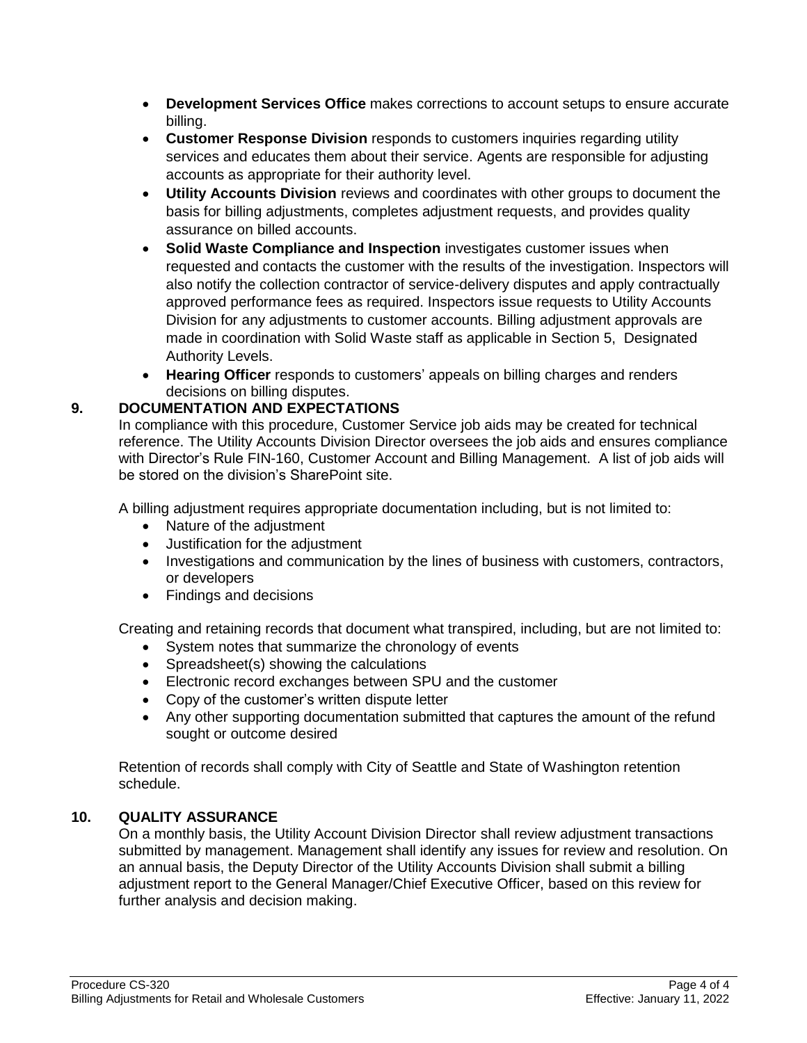- **Development Services Office** makes corrections to account setups to ensure accurate billing.
- **Customer Response Division** responds to customers inquiries regarding utility services and educates them about their service. Agents are responsible for adjusting accounts as appropriate for their authority level.
- **Utility Accounts Division** reviews and coordinates with other groups to document the basis for billing adjustments, completes adjustment requests, and provides quality assurance on billed accounts.
- **Solid Waste Compliance and Inspection** investigates customer issues when requested and contacts the customer with the results of the investigation. Inspectors will also notify the collection contractor of service-delivery disputes and apply contractually approved performance fees as required. Inspectors issue requests to Utility Accounts Division for any adjustments to customer accounts. Billing adjustment approvals are made in coordination with Solid Waste staff as applicable in Section 5, Designated Authority Levels.
- **Hearing Officer** responds to customers' appeals on billing charges and renders decisions on billing disputes.

## 9. DOCUMENTATION AND EXPECTATIONS

In compliance with this procedure, Customer Service job aids may be created for technical reference. The Utility Accounts Division Director oversees the job aids and ensures compliance with Director's Rule FIN-160, Customer Account and Billing Management. A list of job aids will be stored on the division's SharePoint site.

A billing adjustment requires appropriate documentation including, but is not limited to:

- Nature of the adjustment
- Justification for the adjustment
- Investigations and communication by the lines of business with customers, contractors, or developers
- Findings and decisions

Creating and retaining records that document what transpired, including, but are not limited to:

- System notes that summarize the chronology of events
- Spreadsheet(s) showing the calculations
- Electronic record exchanges between SPU and the customer
- Copy of the customer's written dispute letter
- Any other supporting documentation submitted that captures the amount of the refund sought or outcome desired

Retention of records shall comply with City of Seattle and State of Washington retention schedule.

## 10. QUALITY ASSURANCE

On a monthly basis, the Utility Account Division Director shall review adjustment transactions submitted by management. Management shall identify any issues for review and resolution. On an annual basis, the Deputy Director of the Utility Accounts Division shall submit a billing adjustment report to the General Manager/Chief Executive Officer, based on this review for further analysis and decision making.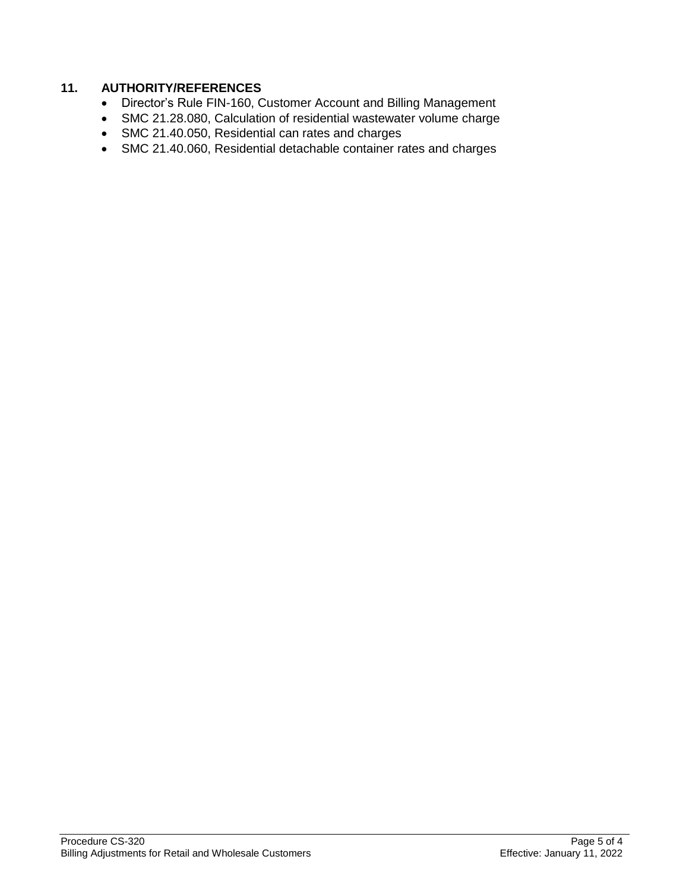## 11. AUTHORITY/REFERENCES

- Director's Rule FIN-160, Customer Account and Billing Management
- SMC 21.28.080, Calculation of residential wastewater volume charge
- SMC 21.40.050, Residential can rates and charges
- SMC 21.40.060, Residential detachable container rates and charges